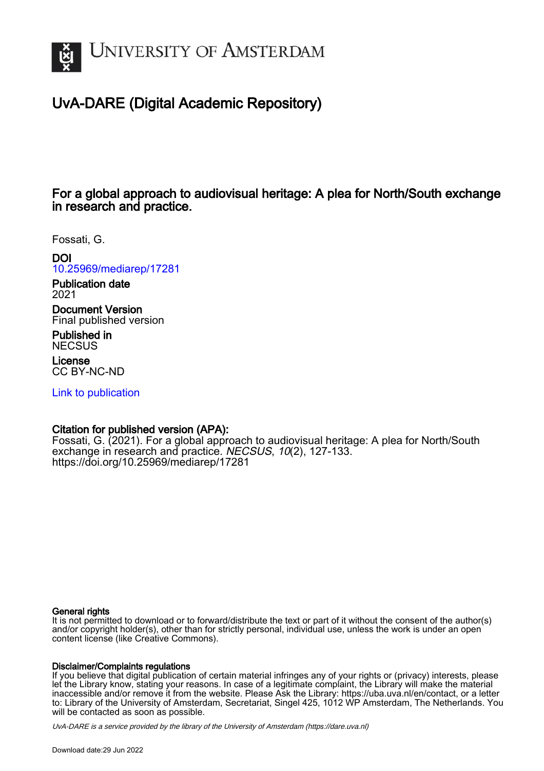UNIVERSITY OF AMSTERDAM

# UvA-DARE (Digital Academic Repository)

## For a global approach to audiovisual heritage: A plea for North/South exchange in research and practice.

Fossati, G.

**DOI**
10.25969/mediarep/17281

**Publication date**
2021

**Document Version**
Final published version

**Published in**
NECSUS

**License**
CC BY-NC-ND

Link to publication

**Citation for published version (APA):**
Fossati, G. (2021). For a global approach to audiovisual heritage: A plea for North/South exchange in research and practice. *NECSUS*, *10*(2), 127-133. https://doi.org/10.25969/mediarep/17281

**General rights**
It is not permitted to download or to forward/distribute the text or part of it without the consent of the author(s) and/or copyright holder(s), other than for strictly personal, individual use, unless the work is under an open content license (like Creative Commons).

**Disclaimer/Complaints regulations**
If you believe that digital publication of certain material infringes any of your rights or (privacy) interests, please let the Library know, stating your reasons. In case of a legitimate complaint, the Library will make the material inaccessible and/or remove it from the website. Please Ask the Library: https://uba.uva.nl/en/contact, or a letter to: Library of the University of Amsterdam, Secretariat, Singel 425, 1012 WP Amsterdam, The Netherlands. You will be contacted as soon as possible.

*UvA-DARE is a service provided by the library of the University of Amsterdam (https://dare.uva.nl)*

Download date:29 Jun 2022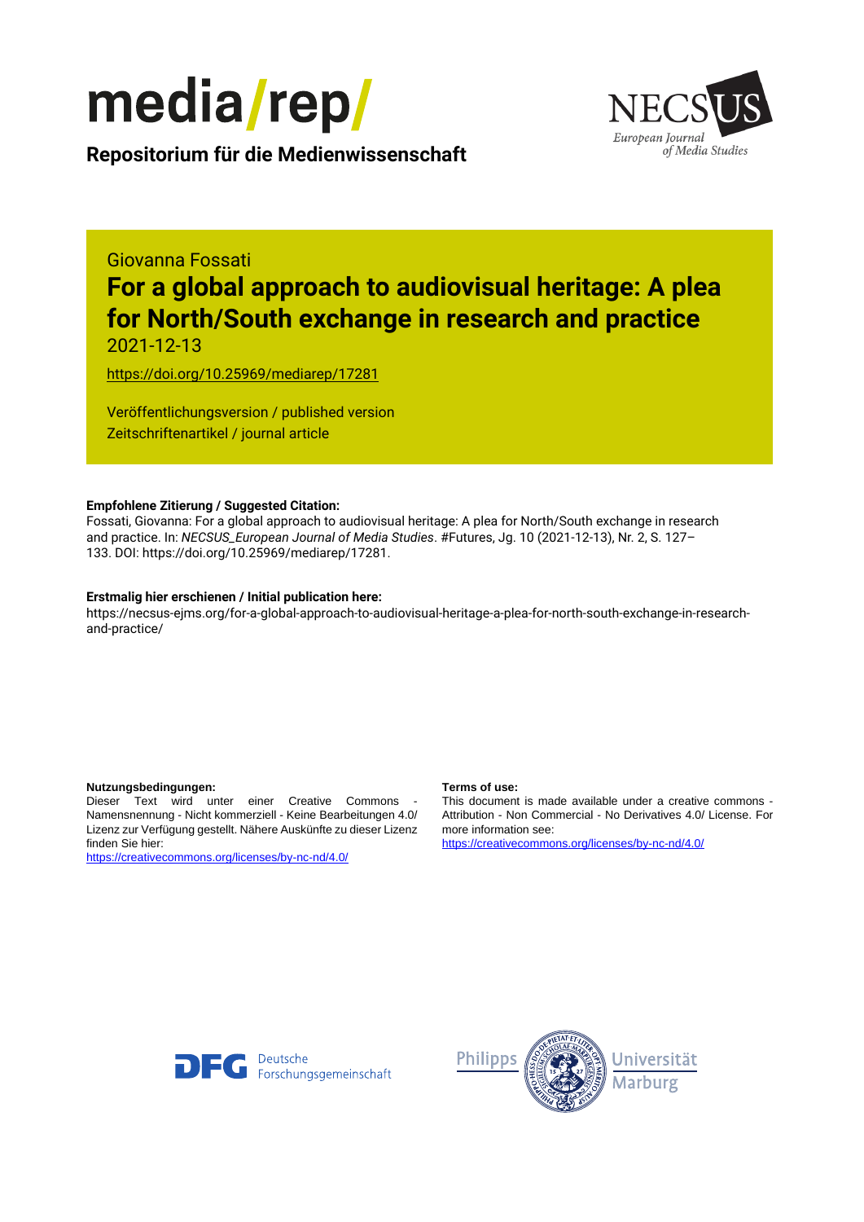media/rep/

**Repositorium für die Medienwissenschaft**

NECSUS European Journal of Media Studies

Giovanna Fossati

# For a global approach to audiovisual heritage: A plea for North/South exchange in research and practice

2021-12-13

https://doi.org/10.25969/mediarep/17281

Veröffentlichungsversion / published version
Zeitschriftenartikel / journal article

**Empfohlene Zitierung / Suggested Citation:**
Fossati, Giovanna: For a global approach to audiovisual heritage: A plea for North/South exchange in research and practice. In: *NECSUS_European Journal of Media Studies*. #Futures, Jg. 10 (2021-12-13), Nr. 2, S. 127–133. DOI: https://doi.org/10.25969/mediarep/17281.

**Erstmalig hier erschienen / Initial publication here:**
https://necsus-ejms.org/for-a-global-approach-to-audiovisual-heritage-a-plea-for-north-south-exchange-in-research-and-practice/

**Nutzungsbedingungen:**
Dieser Text wird unter einer Creative Commons - Namensnennung - Nicht kommerziell - Keine Bearbeitungen 4.0/ Lizenz zur Verfügung gestellt. Nähere Auskünfte zu dieser Lizenz finden Sie hier:
https://creativecommons.org/licenses/by-nc-nd/4.0/

**Terms of use:**
This document is made available under a creative commons - Attribution - Non Commercial - No Derivatives 4.0/ License. For more information see:
https://creativecommons.org/licenses/by-nc-nd/4.0/

Deutsche Forschungsgemeinschaft

Philipps Universität Marburg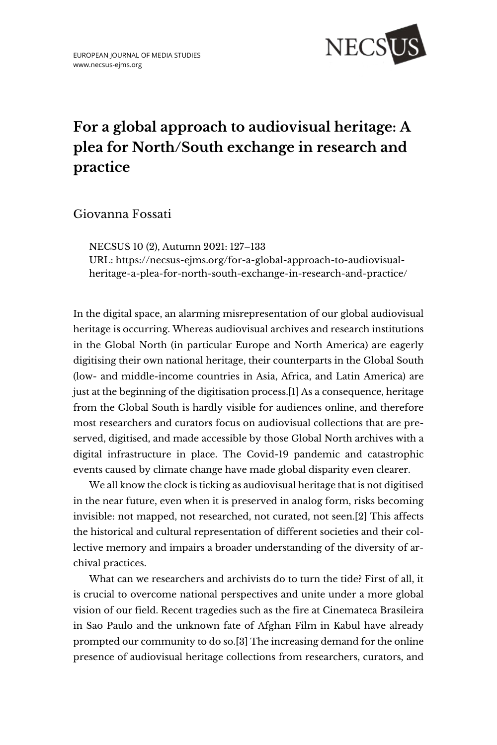EUROPEAN JOURNAL OF MEDIA STUDIES
www.necsus-ejms.org

# For a global approach to audiovisual heritage: A plea for North/South exchange in research and practice

Giovanna Fossati

NECSUS 10 (2), Autumn 2021: 127–133
URL: https://necsus-ejms.org/for-a-global-approach-to-audiovisual-heritage-a-plea-for-north-south-exchange-in-research-and-practice/

In the digital space, an alarming misrepresentation of our global audiovisual heritage is occurring. Whereas audiovisual archives and research institutions in the Global North (in particular Europe and North America) are eagerly digitising their own national heritage, their counterparts in the Global South (low- and middle-income countries in Asia, Africa, and Latin America) are just at the beginning of the digitisation process.[1] As a consequence, heritage from the Global South is hardly visible for audiences online, and therefore most researchers and curators focus on audiovisual collections that are preserved, digitised, and made accessible by those Global North archives with a digital infrastructure in place. The Covid-19 pandemic and catastrophic events caused by climate change have made global disparity even clearer.

We all know the clock is ticking as audiovisual heritage that is not digitised in the near future, even when it is preserved in analog form, risks becoming invisible: not mapped, not researched, not curated, not seen.[2] This affects the historical and cultural representation of different societies and their collective memory and impairs a broader understanding of the diversity of archival practices.

What can we researchers and archivists do to turn the tide? First of all, it is crucial to overcome national perspectives and unite under a more global vision of our field. Recent tragedies such as the fire at Cinemateca Brasileira in Sao Paulo and the unknown fate of Afghan Film in Kabul have already prompted our community to do so.[3] The increasing demand for the online presence of audiovisual heritage collections from researchers, curators, and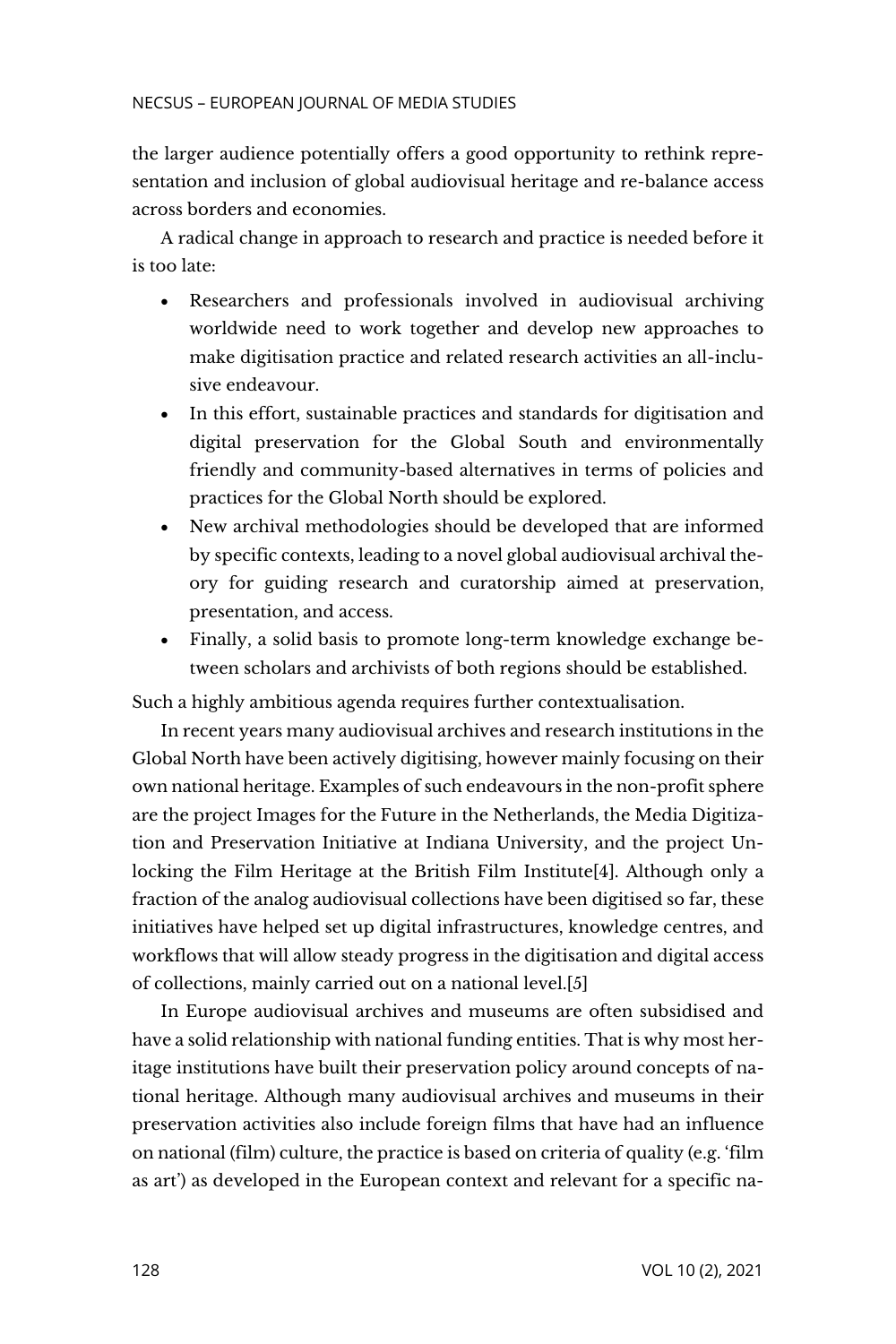the larger audience potentially offers a good opportunity to rethink representation and inclusion of global audiovisual heritage and re-balance access across borders and economies.

A radical change in approach to research and practice is needed before it is too late:

- Researchers and professionals involved in audiovisual archiving worldwide need to work together and develop new approaches to make digitisation practice and related research activities an all-inclusive endeavour.
- In this effort, sustainable practices and standards for digitisation and digital preservation for the Global South and environmentally friendly and community-based alternatives in terms of policies and practices for the Global North should be explored.
- New archival methodologies should be developed that are informed by specific contexts, leading to a novel global audiovisual archival theory for guiding research and curatorship aimed at preservation, presentation, and access.
- Finally, a solid basis to promote long-term knowledge exchange between scholars and archivists of both regions should be established.

Such a highly ambitious agenda requires further contextualisation.

In recent years many audiovisual archives and research institutions in the Global North have been actively digitising, however mainly focusing on their own national heritage. Examples of such endeavours in the non-profit sphere are the project Images for the Future in the Netherlands, the Media Digitization and Preservation Initiative at Indiana University, and the project Unlocking the Film Heritage at the British Film Institute[4]. Although only a fraction of the analog audiovisual collections have been digitised so far, these initiatives have helped set up digital infrastructures, knowledge centres, and workflows that will allow steady progress in the digitisation and digital access of collections, mainly carried out on a national level.[5]

In Europe audiovisual archives and museums are often subsidised and have a solid relationship with national funding entities. That is why most heritage institutions have built their preservation policy around concepts of national heritage. Although many audiovisual archives and museums in their preservation activities also include foreign films that have had an influence on national (film) culture, the practice is based on criteria of quality (e.g. 'film as art') as developed in the European context and relevant for a specific na-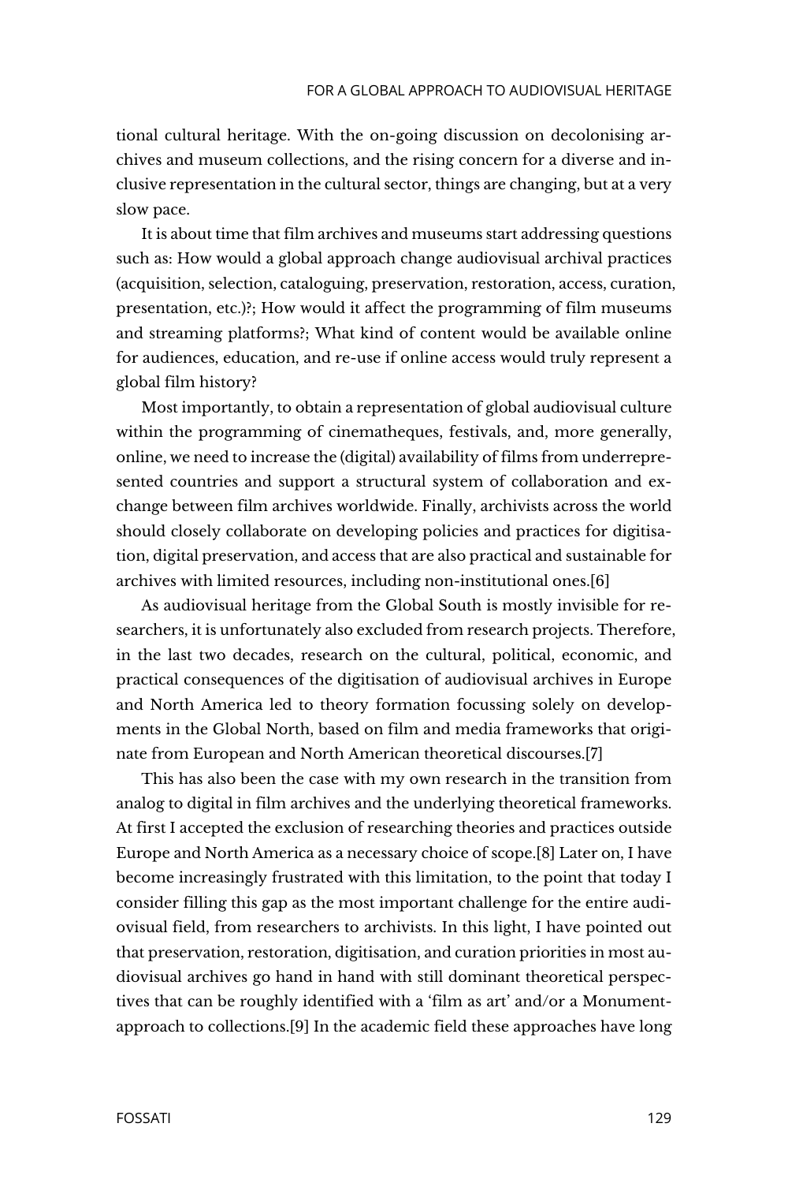tional cultural heritage. With the on-going discussion on decolonising archives and museum collections, and the rising concern for a diverse and inclusive representation in the cultural sector, things are changing, but at a very slow pace.

It is about time that film archives and museums start addressing questions such as: How would a global approach change audiovisual archival practices (acquisition, selection, cataloguing, preservation, restoration, access, curation, presentation, etc.)?; How would it affect the programming of film museums and streaming platforms?; What kind of content would be available online for audiences, education, and re-use if online access would truly represent a global film history?

Most importantly, to obtain a representation of global audiovisual culture within the programming of cinematheques, festivals, and, more generally, online, we need to increase the (digital) availability of films from underrepresented countries and support a structural system of collaboration and exchange between film archives worldwide. Finally, archivists across the world should closely collaborate on developing policies and practices for digitisation, digital preservation, and access that are also practical and sustainable for archives with limited resources, including non-institutional ones.[6]

As audiovisual heritage from the Global South is mostly invisible for researchers, it is unfortunately also excluded from research projects. Therefore, in the last two decades, research on the cultural, political, economic, and practical consequences of the digitisation of audiovisual archives in Europe and North America led to theory formation focussing solely on developments in the Global North, based on film and media frameworks that originate from European and North American theoretical discourses.[7]

This has also been the case with my own research in the transition from analog to digital in film archives and the underlying theoretical frameworks. At first I accepted the exclusion of researching theories and practices outside Europe and North America as a necessary choice of scope.[8] Later on, I have become increasingly frustrated with this limitation, to the point that today I consider filling this gap as the most important challenge for the entire audiovisual field, from researchers to archivists. In this light, I have pointed out that preservation, restoration, digitisation, and curation priorities in most audiovisual archives go hand in hand with still dominant theoretical perspectives that can be roughly identified with a 'film as art' and/or a Monument-approach to collections.[9] In the academic field these approaches have long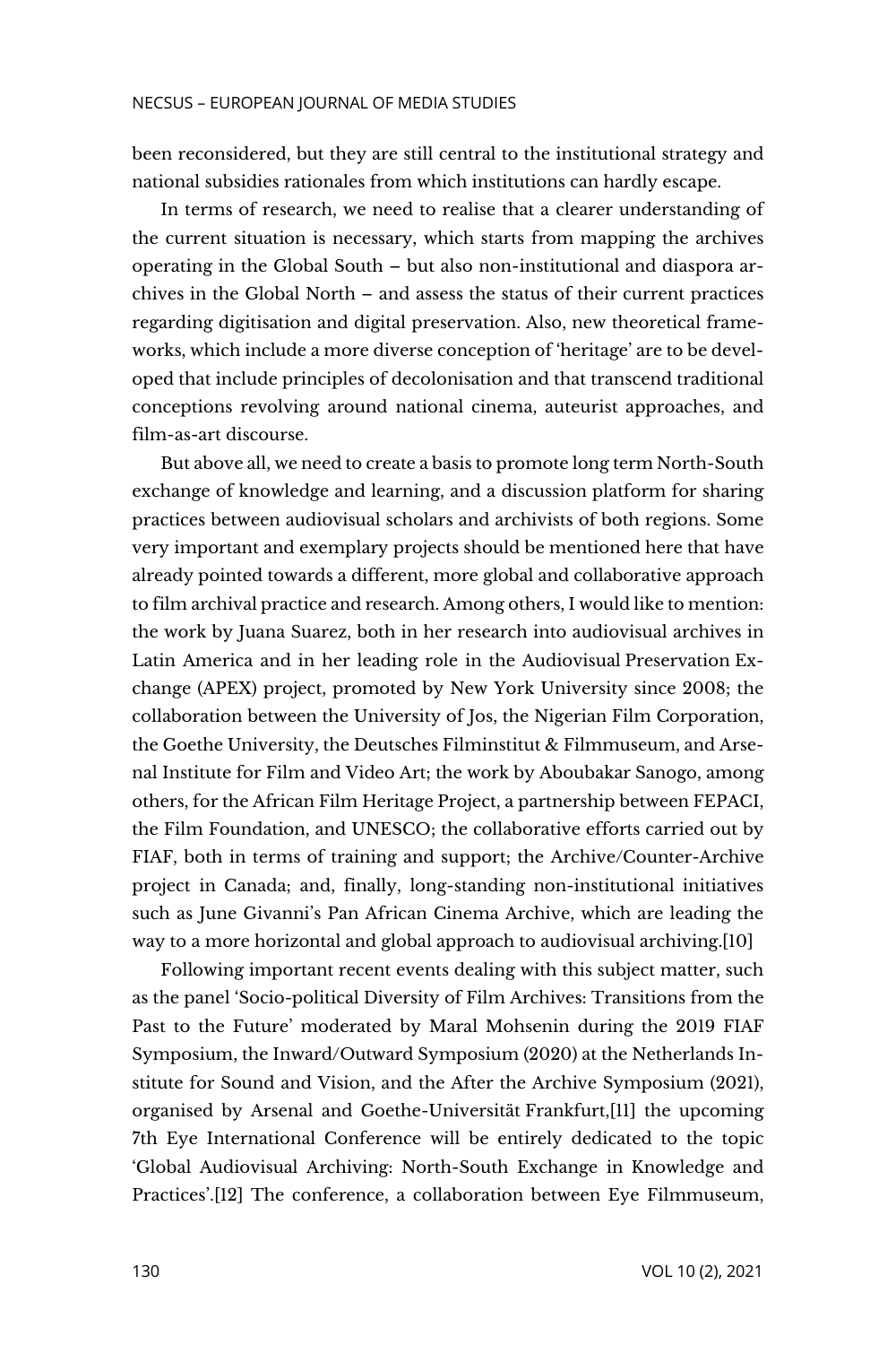been reconsidered, but they are still central to the institutional strategy and national subsidies rationales from which institutions can hardly escape.

In terms of research, we need to realise that a clearer understanding of the current situation is necessary, which starts from mapping the archives operating in the Global South – but also non-institutional and diaspora archives in the Global North – and assess the status of their current practices regarding digitisation and digital preservation. Also, new theoretical frameworks, which include a more diverse conception of 'heritage' are to be developed that include principles of decolonisation and that transcend traditional conceptions revolving around national cinema, auteurist approaches, and film-as-art discourse.

But above all, we need to create a basis to promote long term North-South exchange of knowledge and learning, and a discussion platform for sharing practices between audiovisual scholars and archivists of both regions. Some very important and exemplary projects should be mentioned here that have already pointed towards a different, more global and collaborative approach to film archival practice and research. Among others, I would like to mention: the work by Juana Suarez, both in her research into audiovisual archives in Latin America and in her leading role in the Audiovisual Preservation Exchange (APEX) project, promoted by New York University since 2008; the collaboration between the University of Jos, the Nigerian Film Corporation, the Goethe University, the Deutsches Filminstitut & Filmmuseum, and Arsenal Institute for Film and Video Art; the work by Aboubakar Sanogo, among others, for the African Film Heritage Project, a partnership between FEPACI, the Film Foundation, and UNESCO; the collaborative efforts carried out by FIAF, both in terms of training and support; the Archive/Counter-Archive project in Canada; and, finally, long-standing non-institutional initiatives such as June Givanni's Pan African Cinema Archive, which are leading the way to a more horizontal and global approach to audiovisual archiving.[10]

Following important recent events dealing with this subject matter, such as the panel 'Socio-political Diversity of Film Archives: Transitions from the Past to the Future' moderated by Maral Mohsenin during the 2019 FIAF Symposium, the Inward/Outward Symposium (2020) at the Netherlands Institute for Sound and Vision, and the After the Archive Symposium (2021), organised by Arsenal and Goethe-Universität Frankfurt,[11] the upcoming 7th Eye International Conference will be entirely dedicated to the topic 'Global Audiovisual Archiving: North-South Exchange in Knowledge and Practices'.[12] The conference, a collaboration between Eye Filmmuseum,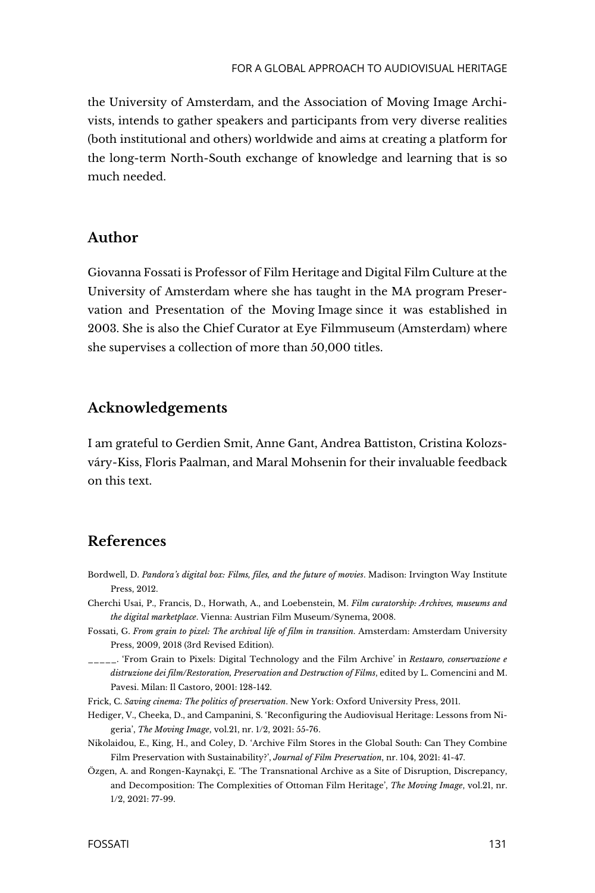the University of Amsterdam, and the Association of Moving Image Archivists, intends to gather speakers and participants from very diverse realities (both institutional and others) worldwide and aims at creating a platform for the long-term North-South exchange of knowledge and learning that is so much needed.

## Author

Giovanna Fossati is Professor of Film Heritage and Digital Film Culture at the University of Amsterdam where she has taught in the MA program Preservation and Presentation of the Moving Image since it was established in 2003. She is also the Chief Curator at Eye Filmmuseum (Amsterdam) where she supervises a collection of more than 50,000 titles.

## Acknowledgements

I am grateful to Gerdien Smit, Anne Gant, Andrea Battiston, Cristina Kolozsváry-Kiss, Floris Paalman, and Maral Mohsenin for their invaluable feedback on this text.

## References

Bordwell, D. *Pandora's digital box: Films, files, and the future of movies*. Madison: Irvington Way Institute Press, 2012.

Cherchi Usai, P., Francis, D., Horwath, A., and Loebenstein, M. *Film curatorship: Archives, museums and the digital marketplace*. Vienna: Austrian Film Museum/Synema, 2008.

Fossati, G. *From grain to pixel: The archival life of film in transition*. Amsterdam: Amsterdam University Press, 2009, 2018 (3rd Revised Edition).

_____. 'From Grain to Pixels: Digital Technology and the Film Archive' in *Restauro, conservazione e distruzione dei film/Restoration, Preservation and Destruction of Films*, edited by L. Comencini and M. Pavesi. Milan: Il Castoro, 2001: 128-142.

Frick, C. *Saving cinema: The politics of preservation*. New York: Oxford University Press, 2011.

Hediger, V., Cheeka, D., and Campanini, S. 'Reconfiguring the Audiovisual Heritage: Lessons from Nigeria', *The Moving Image*, vol.21, nr. 1/2, 2021: 55-76.

Nikolaidou, E., King, H., and Coley, D. 'Archive Film Stores in the Global South: Can They Combine Film Preservation with Sustainability?', *Journal of Film Preservation*, nr. 104, 2021: 41-47.

Özgen, A. and Rongen-Kaynakçi, E. 'The Transnational Archive as a Site of Disruption, Discrepancy, and Decomposition: The Complexities of Ottoman Film Heritage', *The Moving Image*, vol.21, nr. 1/2, 2021: 77-99.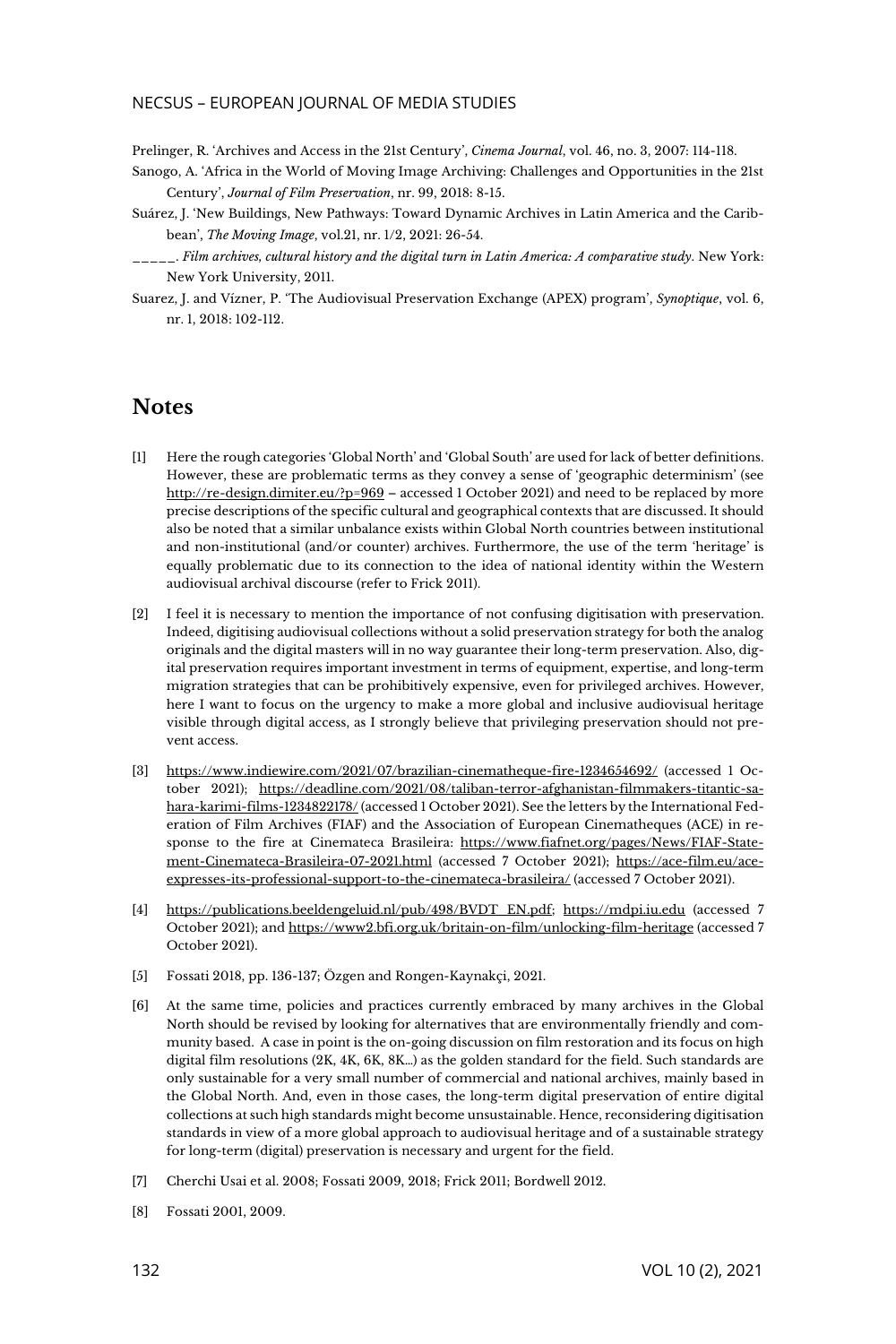Prelinger, R. 'Archives and Access in the 21st Century', *Cinema Journal*, vol. 46, no. 3, 2007: 114-118.

Sanogo, A. 'Africa in the World of Moving Image Archiving: Challenges and Opportunities in the 21st Century', *Journal of Film Preservation*, nr. 99, 2018: 8-15.

Suárez, J. 'New Buildings, New Pathways: Toward Dynamic Archives in Latin America and the Caribbean', *The Moving Image*, vol.21, nr. 1/2, 2021: 26-54.

_____. *Film archives, cultural history and the digital turn in Latin America: A comparative study*. New York: New York University, 2011.

Suarez, J. and Vízner, P. 'The Audiovisual Preservation Exchange (APEX) program', *Synoptique*, vol. 6, nr. 1, 2018: 102-112.

## Notes

[1] Here the rough categories 'Global North' and 'Global South' are used for lack of better definitions. However, these are problematic terms as they convey a sense of 'geographic determinism' (see http://re-design.dimiter.eu/?p=969 – accessed 1 October 2021) and need to be replaced by more precise descriptions of the specific cultural and geographical contexts that are discussed. It should also be noted that a similar unbalance exists within Global North countries between institutional and non-institutional (and/or counter) archives. Furthermore, the use of the term 'heritage' is equally problematic due to its connection to the idea of national identity within the Western audiovisual archival discourse (refer to Frick 2011).

[2] I feel it is necessary to mention the importance of not confusing digitisation with preservation. Indeed, digitising audiovisual collections without a solid preservation strategy for both the analog originals and the digital masters will in no way guarantee their long-term preservation. Also, digital preservation requires important investment in terms of equipment, expertise, and long-term migration strategies that can be prohibitively expensive, even for privileged archives. However, here I want to focus on the urgency to make a more global and inclusive audiovisual heritage visible through digital access, as I strongly believe that privileging preservation should not prevent access.

[3] https://www.indiewire.com/2021/07/brazilian-cinematheque-fire-1234654692/ (accessed 1 October 2021); https://deadline.com/2021/08/taliban-terror-afghanistan-filmmakers-titantic-sahara-karimi-films-1234822178/ (accessed 1 October 2021). See the letters by the International Federation of Film Archives (FIAF) and the Association of European Cinematheques (ACE) in response to the fire at Cinemateca Brasileira: https://www.fiafnet.org/pages/News/FIAF-Statement-Cinemateca-Brasileira-07-2021.html (accessed 7 October 2021); https://ace-film.eu/ace-expresses-its-professional-support-to-the-cinemateca-brasileira/ (accessed 7 October 2021).

[4] https://publications.beeldengeluid.nl/pub/498/BVDT_EN.pdf; https://mdpi.iu.edu (accessed 7 October 2021); and https://www2.bfi.org.uk/britain-on-film/unlocking-film-heritage (accessed 7 October 2021).

[5] Fossati 2018, pp. 136-137; Özgen and Rongen-Kaynakçi, 2021.

[6] At the same time, policies and practices currently embraced by many archives in the Global North should be revised by looking for alternatives that are environmentally friendly and community based. A case in point is the on-going discussion on film restoration and its focus on high digital film resolutions (2K, 4K, 6K, 8K…) as the golden standard for the field. Such standards are only sustainable for a very small number of commercial and national archives, mainly based in the Global North. And, even in those cases, the long-term digital preservation of entire digital collections at such high standards might become unsustainable. Hence, reconsidering digitisation standards in view of a more global approach to audiovisual heritage and of a sustainable strategy for long-term (digital) preservation is necessary and urgent for the field.

[7] Cherchi Usai et al. 2008; Fossati 2009, 2018; Frick 2011; Bordwell 2012.

[8] Fossati 2001, 2009.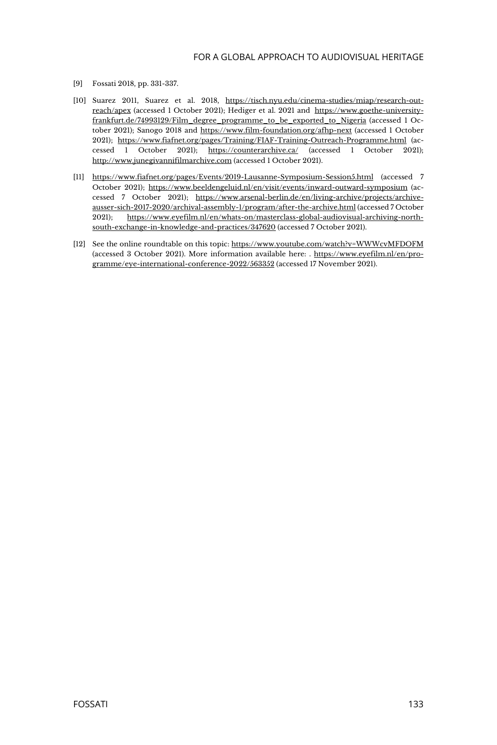[9] Fossati 2018, pp. 331-337.

[10] Suarez 2011, Suarez et al. 2018, https://tisch.nyu.edu/cinema-studies/miap/research-outreach/apex (accessed 1 October 2021); Hediger et al. 2021 and https://www.goethe-university-frankfurt.de/74993129/Film_degree_programme_to_be_exported_to_Nigeria (accessed 1 October 2021); Sanogo 2018 and https://www.film-foundation.org/afhp-next (accessed 1 October 2021); https://www.fiafnet.org/pages/Training/FIAF-Training-Outreach-Programme.html (accessed 1 October 2021); https://counterarchive.ca/ (accessed 1 October 2021); http://www.junegivannifilmarchive.com (accessed 1 October 2021).

[11] https://www.fiafnet.org/pages/Events/2019-Lausanne-Symposium-Session5.html (accessed 7 October 2021); https://www.beeldengeluid.nl/en/visit/events/inward-outward-symposium (accessed 7 October 2021); https://www.arsenal-berlin.de/en/living-archive/projects/archive-ausser-sich-2017-2020/archival-assembly-1/program/after-the-archive.html (accessed 7 October 2021); https://www.eyefilm.nl/en/whats-on/masterclass-global-audiovisual-archiving-north-south-exchange-in-knowledge-and-practices/347620 (accessed 7 October 2021).

[12] See the online roundtable on this topic: https://www.youtube.com/watch?v=WWWcvMFDOFM (accessed 3 October 2021). More information available here: . https://www.eyefilm.nl/en/programme/eye-international-conference-2022/563352 (accessed 17 November 2021).